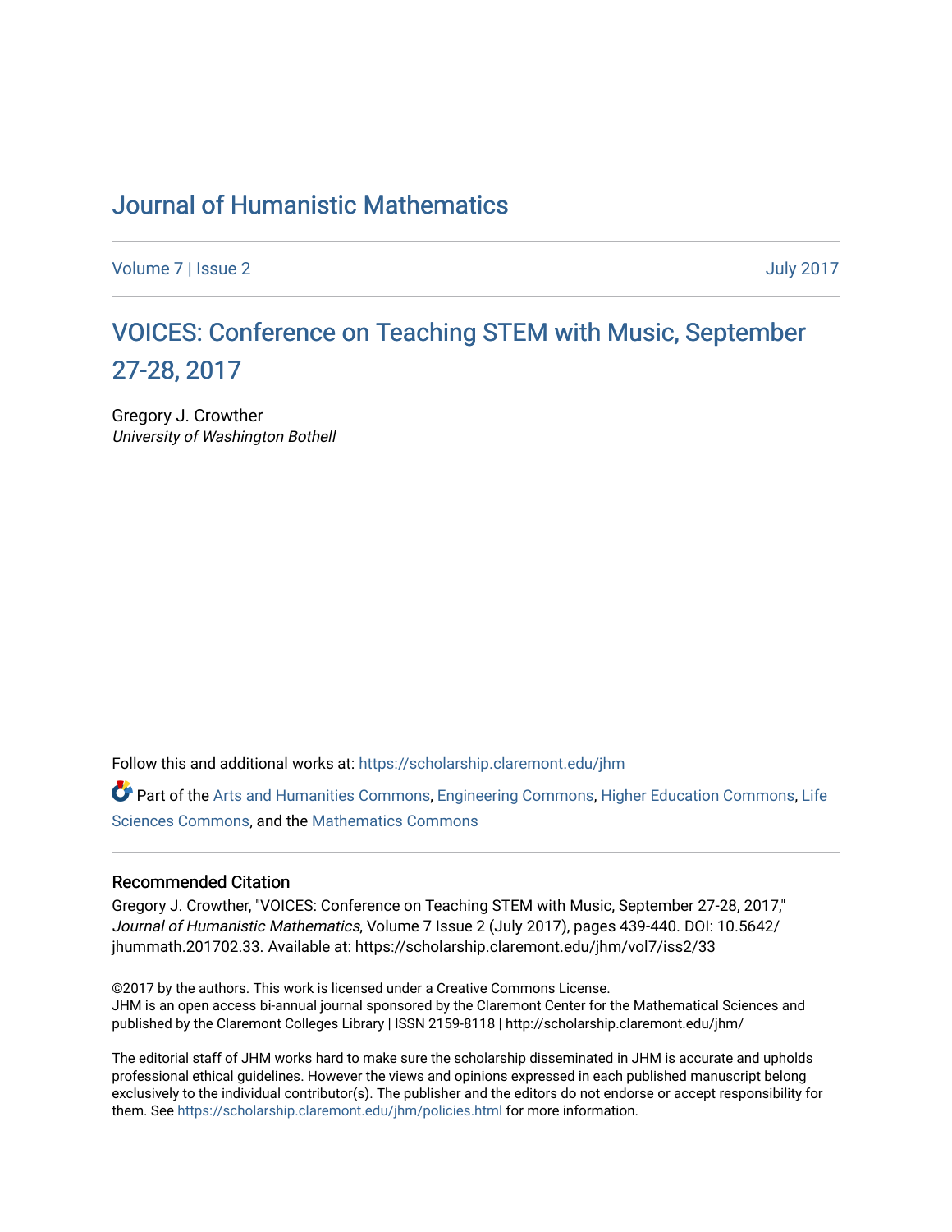# Journal of Humanistic Mathematics

Volume 7 | Issue 2 July 2017

## VOICES: Conference on Teaching STEM with Music, September 27-28, 2017

Gregory J. Crowther
*University of Washington Bothell*

Follow this and additional works at: https://scholarship.claremont.edu/jhm

Part of the Arts and Humanities Commons, Engineering Commons, Higher Education Commons, Life Sciences Commons, and the Mathematics Commons

### Recommended Citation

Gregory J. Crowther, "VOICES: Conference on Teaching STEM with Music, September 27-28, 2017," *Journal of Humanistic Mathematics*, Volume 7 Issue 2 (July 2017), pages 439-440. DOI: 10.5642/jhummath.201702.33. Available at: https://scholarship.claremont.edu/jhm/vol7/iss2/33

©2017 by the authors. This work is licensed under a Creative Commons License.
JHM is an open access bi-annual journal sponsored by the Claremont Center for the Mathematical Sciences and published by the Claremont Colleges Library | ISSN 2159-8118 | http://scholarship.claremont.edu/jhm/

The editorial staff of JHM works hard to make sure the scholarship disseminated in JHM is accurate and upholds professional ethical guidelines. However the views and opinions expressed in each published manuscript belong exclusively to the individual contributor(s). The publisher and the editors do not endorse or accept responsibility for them. See https://scholarship.claremont.edu/jhm/policies.html for more information.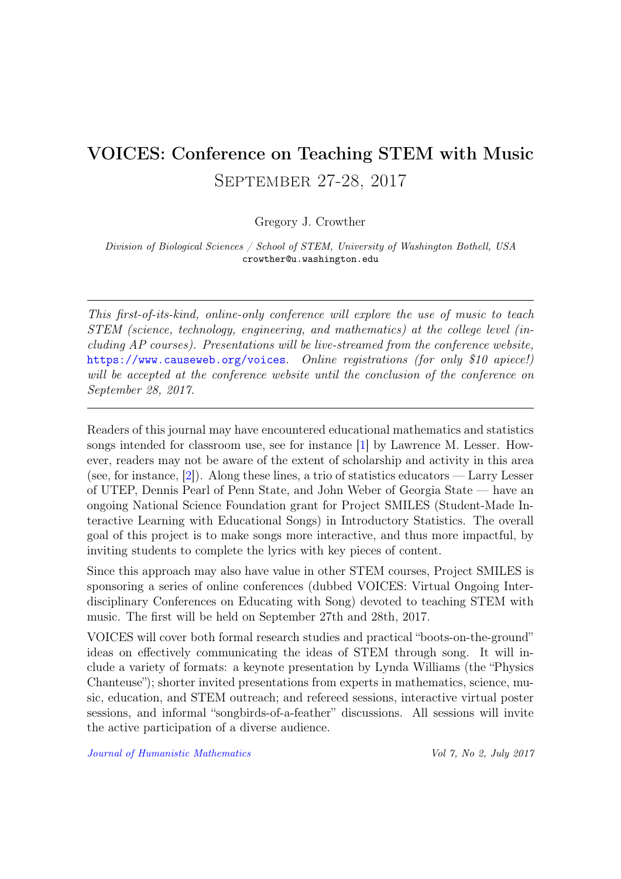# VOICES: Conference on Teaching STEM with Music
## September 27-28, 2017

Gregory J. Crowther

*Division of Biological Sciences / School of STEM, University of Washington Bothell, USA*
crowther@u.washington.edu

---

*This first-of-its-kind, online-only conference will explore the use of music to teach STEM (science, technology, engineering, and mathematics) at the college level (including AP courses). Presentations will be live-streamed from the conference website,* https://www.causeweb.org/voices*. Online registrations (for only $10 apiece!) will be accepted at the conference website until the conclusion of the conference on September 28, 2017.*

---

Readers of this journal may have encountered educational mathematics and statistics songs intended for classroom use, see for instance [1] by Lawrence M. Lesser. However, readers may not be aware of the extent of scholarship and activity in this area (see, for instance, [2]). Along these lines, a trio of statistics educators — Larry Lesser of UTEP, Dennis Pearl of Penn State, and John Weber of Georgia State — have an ongoing National Science Foundation grant for Project SMILES (Student-Made Interactive Learning with Educational Songs) in Introductory Statistics. The overall goal of this project is to make songs more interactive, and thus more impactful, by inviting students to complete the lyrics with key pieces of content.

Since this approach may also have value in other STEM courses, Project SMILES is sponsoring a series of online conferences (dubbed VOICES: Virtual Ongoing Interdisciplinary Conferences on Educating with Song) devoted to teaching STEM with music. The first will be held on September 27th and 28th, 2017.

VOICES will cover both formal research studies and practical "boots-on-the-ground" ideas on effectively communicating the ideas of STEM through song. It will include a variety of formats: a keynote presentation by Lynda Williams (the "Physics Chanteuse"); shorter invited presentations from experts in mathematics, science, music, education, and STEM outreach; and refereed sessions, interactive virtual poster sessions, and informal "songbirds-of-a-feather" discussions. All sessions will invite the active participation of a diverse audience.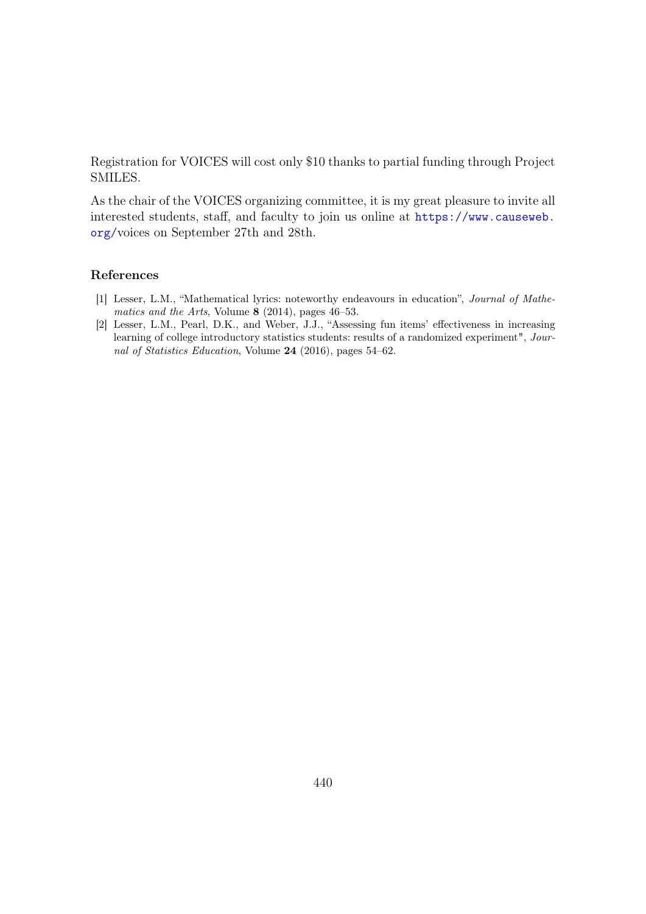Registration for VOICES will cost only $10 thanks to partial funding through Project SMILES.

As the chair of the VOICES organizing committee, it is my great pleasure to invite all interested students, staff, and faculty to join us online at https://www.causeweb.org/voices on September 27th and 28th.

### References

[1] Lesser, L.M., "Mathematical lyrics: noteworthy endeavours in education", *Journal of Mathematics and the Arts*, Volume **8** (2014), pages 46–53.

[2] Lesser, L.M., Pearl, D.K., and Weber, J.J., "Assessing fun items' effectiveness in increasing learning of college introductory statistics students: results of a randomized experiment", *Journal of Statistics Education*, Volume **24** (2016), pages 54–62.